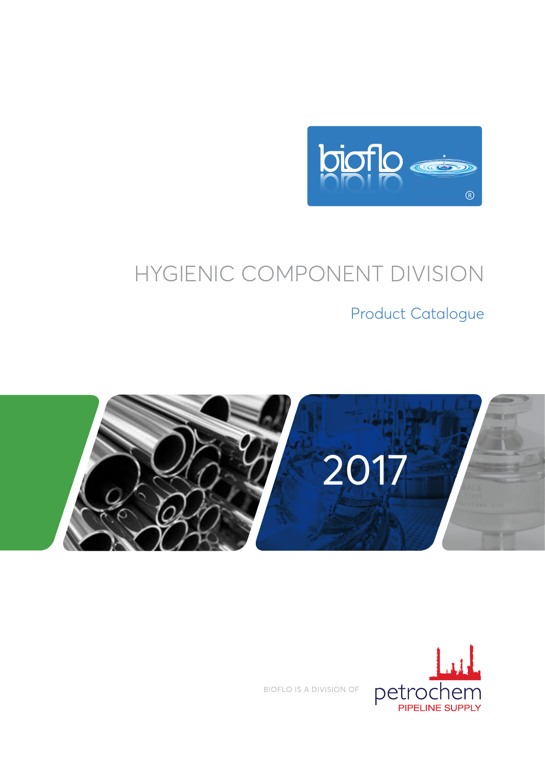bioflo®

# HYGIENIC COMPONENT DIVISION

## Product Catalogue

2017

BIOFLO IS A DIVISION OF petrochem PIPELINE SUPPLY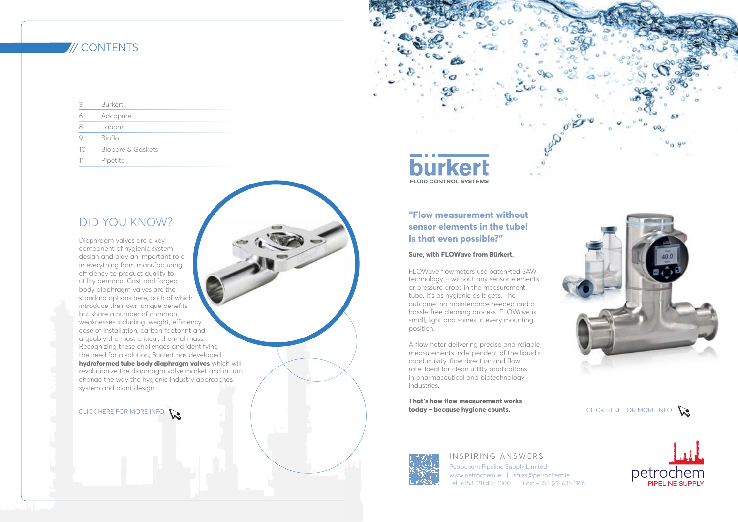# // CONTENTS

| | |
|---|---|
| 3 | Burkert |
| 6 | Adcapure |
| 8 | Labom |
| 9 | Bioflo |
| 10 | Biobore & Gaskets |
| 11 | Pipetite |

## DID YOU KNOW?

Diaphragm valves are a key component of hygienic system design and play an important role in everything from manufacturing efficiency to product quality to utility demand. Cast and forged body diaphragm valves are the standard options here, both of which introduce their own unique benefits but share a number of common weaknesses including: weight, efficiency, ease of installation, carbon footprint and arguably the most critical, thermal mass. Recognizing these challenges and identifying the need for a solution, Burkert has developed **hydroformed tube body diaphragm valves** which will revolutionize the diaphragm valve market and in turn change the way the hygienic industry approaches system and plant design.

CLICK HERE FOR MORE INFO

bürkert
FLUID CONTROL SYSTEMS

## "Flow measurement without sensor elements in the tube! Is that even possible?"

**Sure, with FLOWave from Bürkert.**

FLOWave flowmeters use paten-ted SAW technology – without any sensor elements or pressure drops in the measurement tube. It's as hygienic as it gets. The outcome: no maintenance needed and a hassle-free cleaning process. FLOWave is small, light and shines in every mounting position.

A flowmeter delivering precise and reliable measurements inde-pendent of the liquid's conductivity, flow direction and flow rate. Ideal for clean utility applications in pharmaceutical and biotechnology industries.

**That's how flow measurement works today – because hygiene counts.**

CLICK HERE FOR MORE INFO

INSPIRING ANSWERS

Petrochem Pipeline Supply Limited
www.petrochem.ie | sales@petrochem.ie
Tel: +353 (21) 435 1300 | Fax: +353 (21) 435 1166

petrochem PIPELINE SUPPLY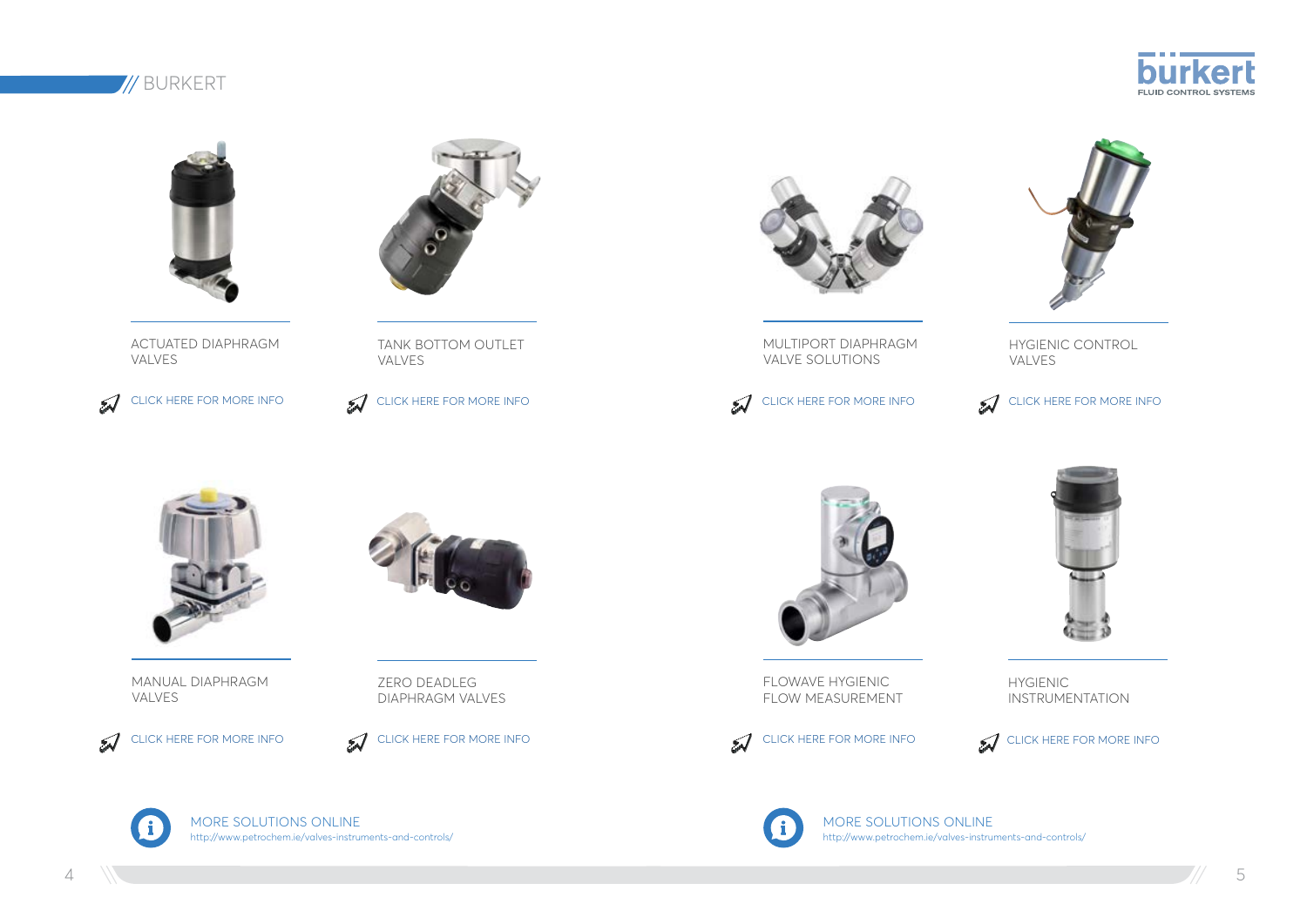# BURKERT

ACTUATED DIAPHRAGM VALVES

CLICK HERE FOR MORE INFO

TANK BOTTOM OUTLET VALVES

CLICK HERE FOR MORE INFO

MANUAL DIAPHRAGM VALVES

CLICK HERE FOR MORE INFO

ZERO DEADLEG DIAPHRAGM VALVES

CLICK HERE FOR MORE INFO

MORE SOLUTIONS ONLINE
http://www.petrochem.ie/valves-instruments-and-controls/

MULTIPORT DIAPHRAGM VALVE SOLUTIONS

CLICK HERE FOR MORE INFO

HYGIENIC CONTROL VALVES

CLICK HERE FOR MORE INFO

FLOWAVE HYGIENIC FLOW MEASUREMENT

CLICK HERE FOR MORE INFO

HYGIENIC INSTRUMENTATION

CLICK HERE FOR MORE INFO

MORE SOLUTIONS ONLINE
http://www.petrochem.ie/valves-instruments-and-controls/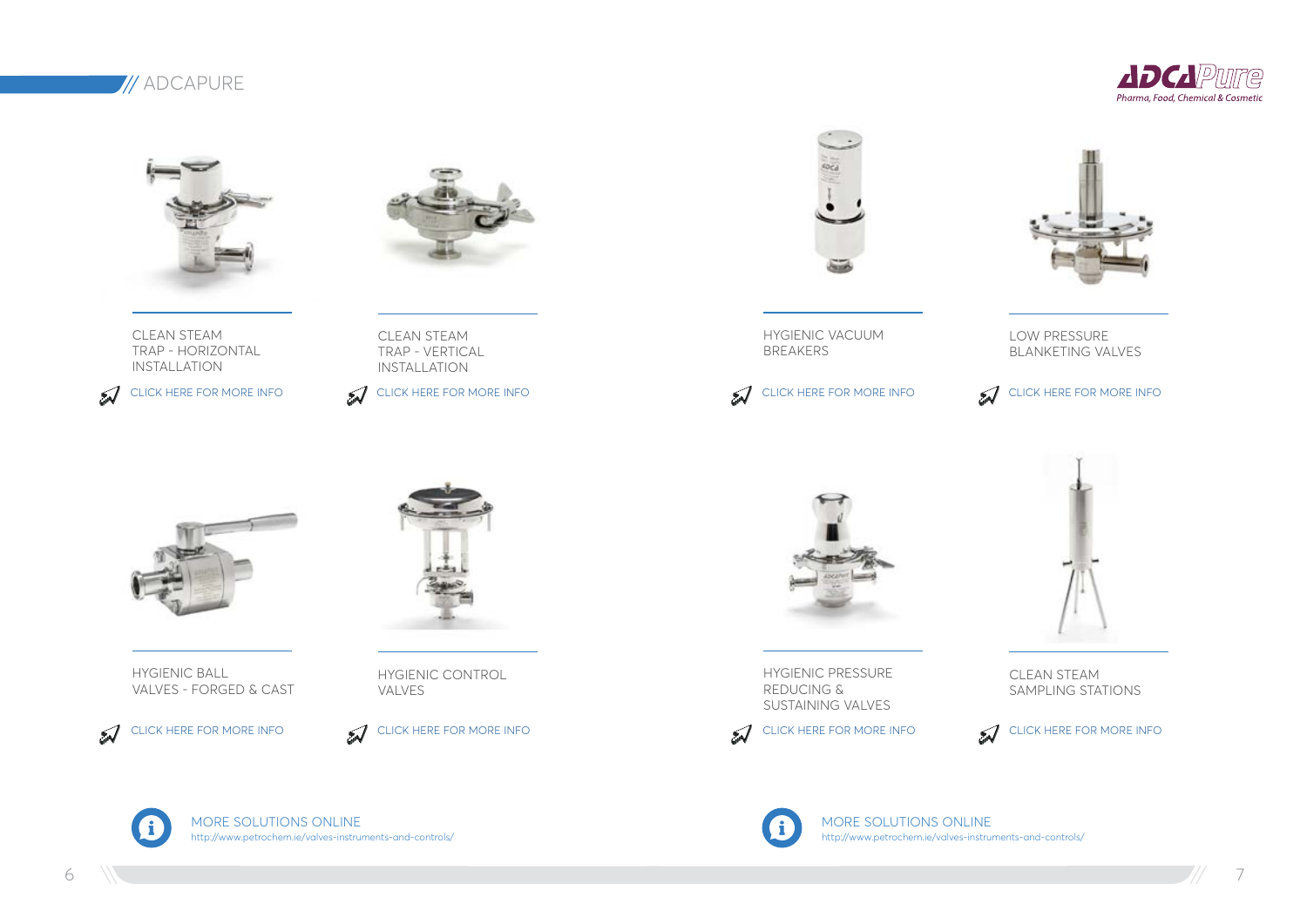## ADCAPURE

AdcaPure — Pharma, Food, Chemical & Cosmetic

CLEAN STEAM TRAP - HORIZONTAL INSTALLATION

CLICK HERE FOR MORE INFO

CLEAN STEAM TRAP - VERTICAL INSTALLATION

CLICK HERE FOR MORE INFO

HYGIENIC BALL VALVES - FORGED & CAST

CLICK HERE FOR MORE INFO

HYGIENIC CONTROL VALVES

CLICK HERE FOR MORE INFO

MORE SOLUTIONS ONLINE
http://www.petrochem.ie/valves-instruments-and-controls/

HYGIENIC VACUUM BREAKERS

CLICK HERE FOR MORE INFO

LOW PRESSURE BLANKETING VALVES

CLICK HERE FOR MORE INFO

HYGIENIC PRESSURE REDUCING & SUSTAINING VALVES

CLICK HERE FOR MORE INFO

CLEAN STEAM SAMPLING STATIONS

CLICK HERE FOR MORE INFO

MORE SOLUTIONS ONLINE
http://www.petrochem.ie/valves-instruments-and-controls/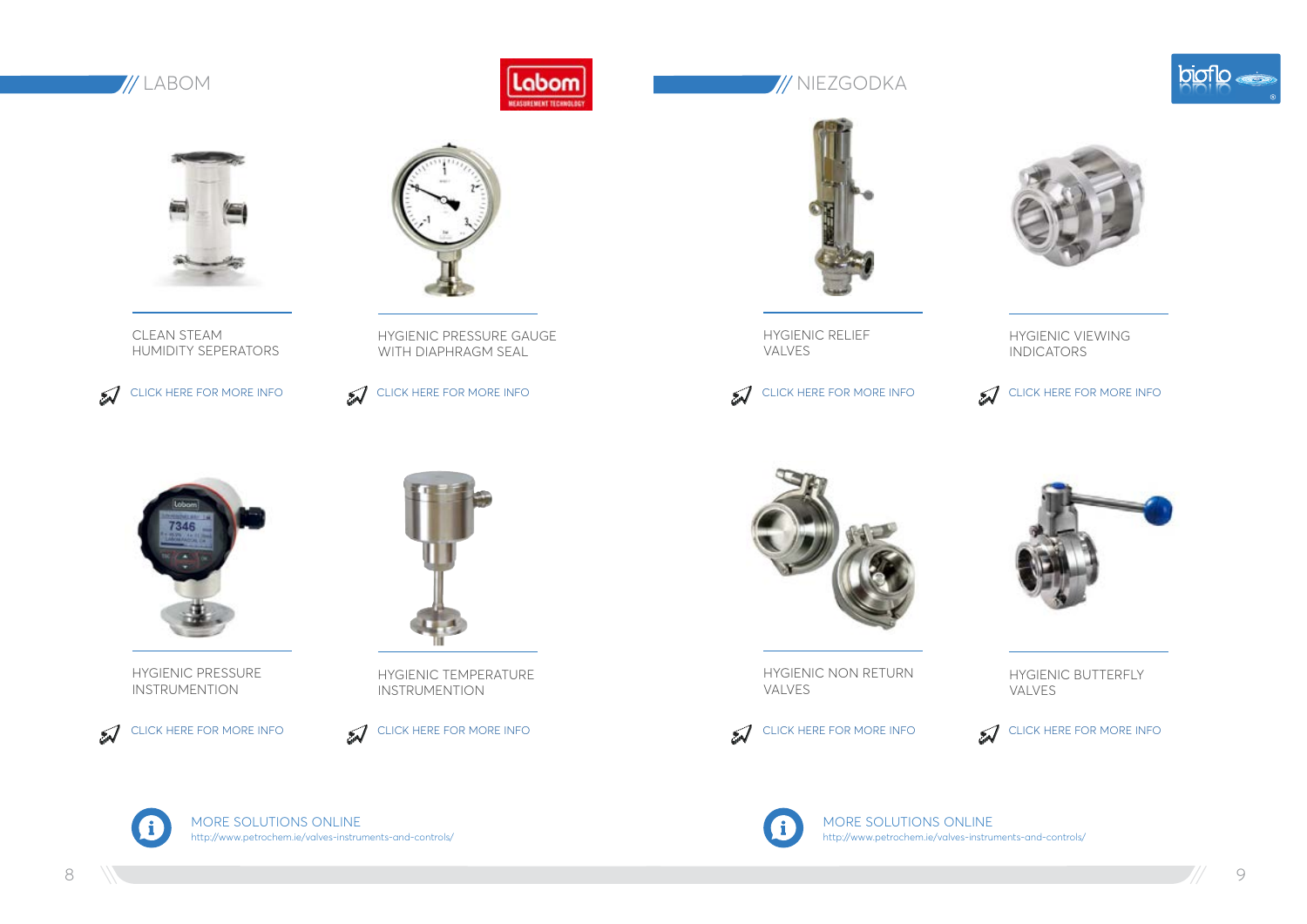## LABOM

CLEAN STEAM HUMIDITY SEPERATORS

CLICK HERE FOR MORE INFO

HYGIENIC PRESSURE GAUGE WITH DIAPHRAGM SEAL

CLICK HERE FOR MORE INFO

HYGIENIC PRESSURE INSTRUMENTION

CLICK HERE FOR MORE INFO

HYGIENIC TEMPERATURE INSTRUMENTION

CLICK HERE FOR MORE INFO

MORE SOLUTIONS ONLINE
http://www.petrochem.ie/valves-instruments-and-controls/

## NIEZGODKA

HYGIENIC RELIEF VALVES

CLICK HERE FOR MORE INFO

HYGIENIC VIEWING INDICATORS

CLICK HERE FOR MORE INFO

HYGIENIC NON RETURN VALVES

CLICK HERE FOR MORE INFO

HYGIENIC BUTTERFLY VALVES

CLICK HERE FOR MORE INFO

MORE SOLUTIONS ONLINE
http://www.petrochem.ie/valves-instruments-and-controls/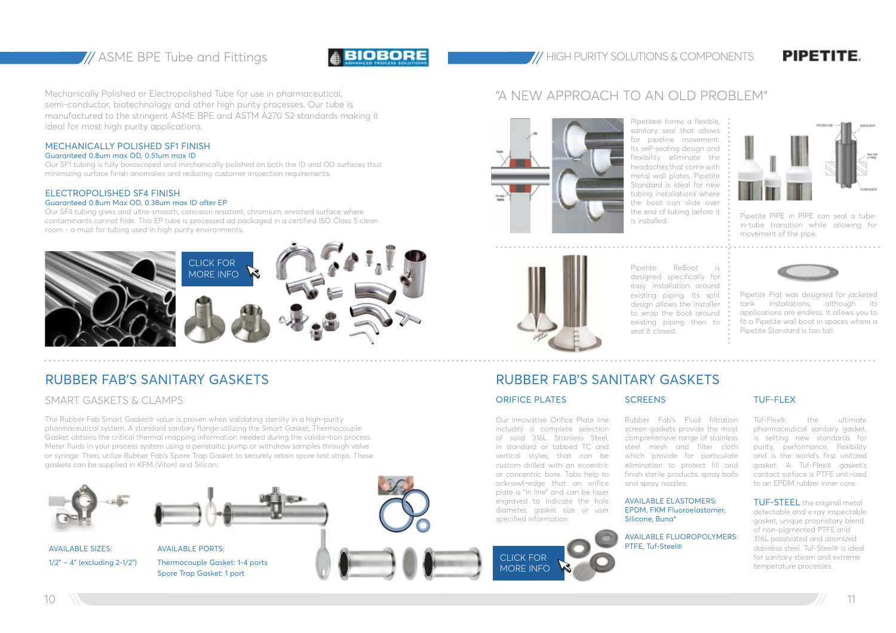# ASME BPE Tube and Fittings

Mechanically Polished or Electropolished Tube for use in pharmaceutical, semi-conductor, biotechnology and other high purity processes. Our tube is manufactured to the stringent ASME BPE and ASTM A270 S2 standards making it ideal for most high purity applications.

## MECHANICALLY POLISHED SF1 FINISH

Guaranteed 0.8um max OD, 0.51um max ID

Our SF1 tubing is fully boroscoped and mechanically polished on both the ID and OD surfaces thus minimizing surface finish anomalies and reducing customer inspection requirements.

## ELECTROPOLISHED SF4 FINISH

Guaranteed 0.8um Max OD, 0.38um max ID after EP

Our SF4 tubing gives and ultra-smooth, corrosion resistant, chromium, enriched surface where contaminants cannot hide. This EP tube is processed ad packaged in a certified ISO Class 5 clean room - a must for tubing used in high purity environments.

CLICK FOR MORE INFO

# RUBBER FAB'S SANITARY GASKETS

## SMART GASKETS & CLAMPS

The Rubber Fab Smart Gasket® value is proven when validating sterility in a high-purity pharmaceutical system. A standard sanitary flange utilizing the Smart Gasket, Thermocouple Gasket obtains the critical thermal mapping information needed during the valida¬tion process. Meter fluids in your process system using a peristaltic pump or withdraw samples through valve or syringe. Then, utilize Rubber Fab's Spore Trap Gasket to securely retain spore test strips. These gaskets can be supplied in KFM (Viton) and Silicon.

AVAILABLE SIZES:

1/2" – 4" (excluding 2-1/2")

AVAILABLE PORTS:

Thermocouple Gasket: 1-4 ports

Spore Trap Gasket: 1 port

# HIGH PURITY SOLUTIONS & COMPONENTS

## "A NEW APPROACH TO AN OLD PROBLEM"

Pipetite® forms a flexible, sanitary seal that allows for pipeline movement. Its self-sealing design and flexibility eliminate the headaches that come with metal wall plates. Pipetite Standard is ideal for new tubing installations where the boot can slide over the end of tubing before it is installed.

Pipetite PIPE in PIPE can seal a tube-in-tube transition while allowing for movement of the pipe.

Pipetite ReBoot is designed specifically for easy installation around existing piping. Its split design allows the installer to wrap the boot around existing piping then to seal it closed.

Pipetite Flat was designed for jacketed tank installations, although its applications are endless. It allows you to fit a Pipetite wall boot in spaces where a Pipetite Standard is too tall.

# RUBBER FAB'S SANITARY GASKETS

## ORIFICE PLATES

Our innovative Orifice Plate line includes a complete selection of solid 316L Stainless Steel, in standard or tabbed TC and vertical styles, that can be custom drilled with an eccentric or concentric bore. Tabs help to acknowl¬edge that an orifice plate is "in line" and can be laser engraved to indicate the hole diameter, gasket size or user specified information.

CLICK FOR MORE INFO

## SCREENS

Rubber Fab's Fluid filtration screen gaskets provide the most comprehensive range of stainless steel mesh and filter cloth which provide for particulate elimination to protect fill and finish sterile products, spray balls and spray nozzles.

AVAILABLE ELASTOMERS:
EPDM, FKM Fluoroelastomer, Silicone, Buna*

AVAILABLE FLUOROPOLYMERS:
PTFE, Tuf-Steel®

## TUF-FLEX

Tuf-Flex®, the ultimate pharmaceutical sanitary gasket, is setting new standards for purity, performance, flexibility and is the world's first unitized gasket. A Tuf-Flex® gasket's contact surface is PTFE unit¬ized to an EPDM rubber inner core.

**TUF-STEEL** the original metal detectable and x-ray inspectable gasket, unique proprietary blend of non-pigmented PTFE and 316L passivated and atomized stainless steel. Tuf-Steel® is ideal for sanitary steam and extreme temperature processes.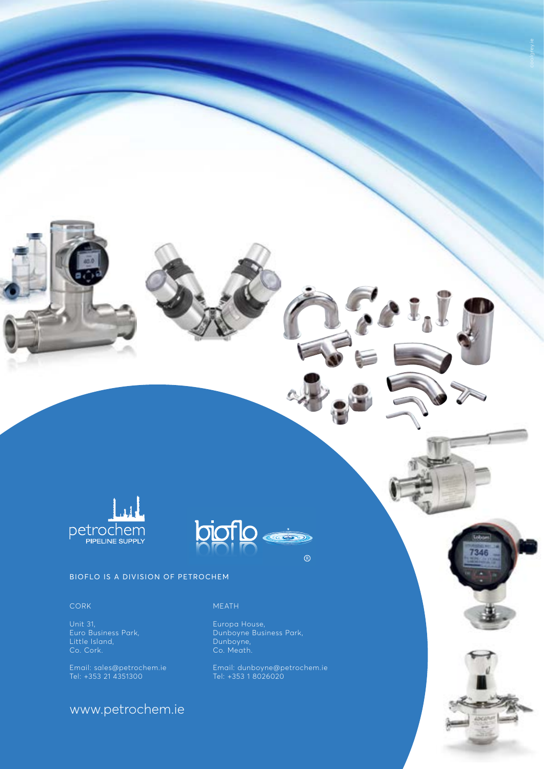petrochem
PIPELINE SUPPLY

bioflo ®

BIOFLO IS A DIVISION OF PETROCHEM

CORK

Unit 31,
Euro Business Park,
Little Island,
Co. Cork.

Email: sales@petrochem.ie
Tel: +353 21 4351300

MEATH

Europa House,
Dunboyne Business Park,
Dunboyne,
Co. Meath.

Email: dunboyne@petrochem.ie
Tel: +353 1 8026020

www.petrochem.ie